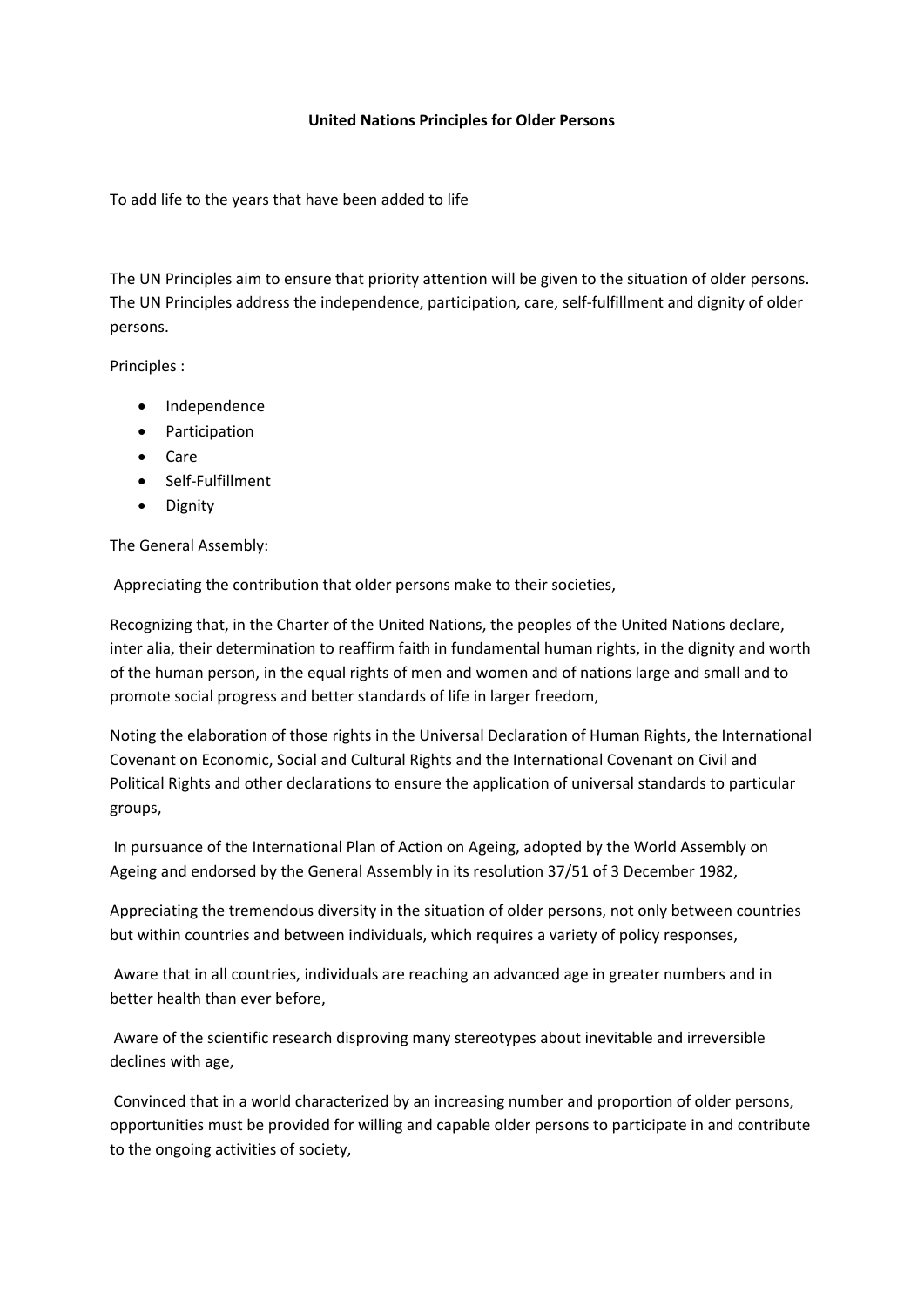# United Nations Principles for Older Persons

To add life to the years that have been added to life

The UN Principles aim to ensure that priority attention will be given to the situation of older persons. The UN Principles address the independence, participation, care, self-fulfillment and dignity of older persons.

Principles :

- Independence
- Participation
- Care
- Self-Fulfillment
- Dignity

The General Assembly:

Appreciating the contribution that older persons make to their societies,

Recognizing that, in the Charter of the United Nations, the peoples of the United Nations declare, inter alia, their determination to reaffirm faith in fundamental human rights, in the dignity and worth of the human person, in the equal rights of men and women and of nations large and small and to promote social progress and better standards of life in larger freedom,

Noting the elaboration of those rights in the Universal Declaration of Human Rights, the International Covenant on Economic, Social and Cultural Rights and the International Covenant on Civil and Political Rights and other declarations to ensure the application of universal standards to particular groups,

In pursuance of the International Plan of Action on Ageing, adopted by the World Assembly on Ageing and endorsed by the General Assembly in its resolution 37/51 of 3 December 1982,

Appreciating the tremendous diversity in the situation of older persons, not only between countries but within countries and between individuals, which requires a variety of policy responses,

Aware that in all countries, individuals are reaching an advanced age in greater numbers and in better health than ever before,

Aware of the scientific research disproving many stereotypes about inevitable and irreversible declines with age,

Convinced that in a world characterized by an increasing number and proportion of older persons, opportunities must be provided for willing and capable older persons to participate in and contribute to the ongoing activities of society,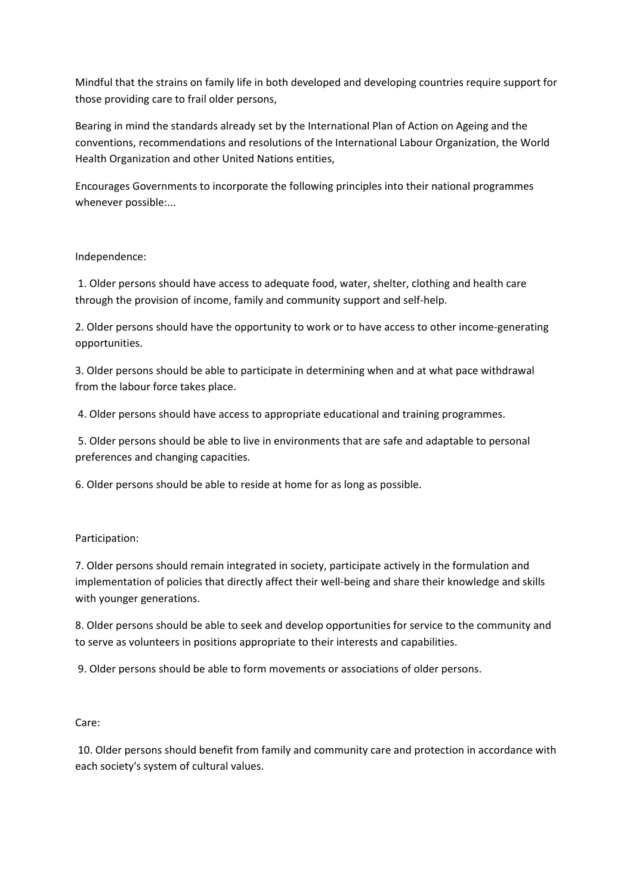Mindful that the strains on family life in both developed and developing countries require support for those providing care to frail older persons,

Bearing in mind the standards already set by the International Plan of Action on Ageing and the conventions, recommendations and resolutions of the International Labour Organization, the World Health Organization and other United Nations entities,

Encourages Governments to incorporate the following principles into their national programmes whenever possible:...

Independence:

1. Older persons should have access to adequate food, water, shelter, clothing and health care through the provision of income, family and community support and self-help.

2. Older persons should have the opportunity to work or to have access to other income-generating opportunities.

3. Older persons should be able to participate in determining when and at what pace withdrawal from the labour force takes place.

4. Older persons should have access to appropriate educational and training programmes.

5. Older persons should be able to live in environments that are safe and adaptable to personal preferences and changing capacities.

6. Older persons should be able to reside at home for as long as possible.

Participation:

7. Older persons should remain integrated in society, participate actively in the formulation and implementation of policies that directly affect their well-being and share their knowledge and skills with younger generations.

8. Older persons should be able to seek and develop opportunities for service to the community and to serve as volunteers in positions appropriate to their interests and capabilities.

9. Older persons should be able to form movements or associations of older persons.

Care:

10. Older persons should benefit from family and community care and protection in accordance with each society's system of cultural values.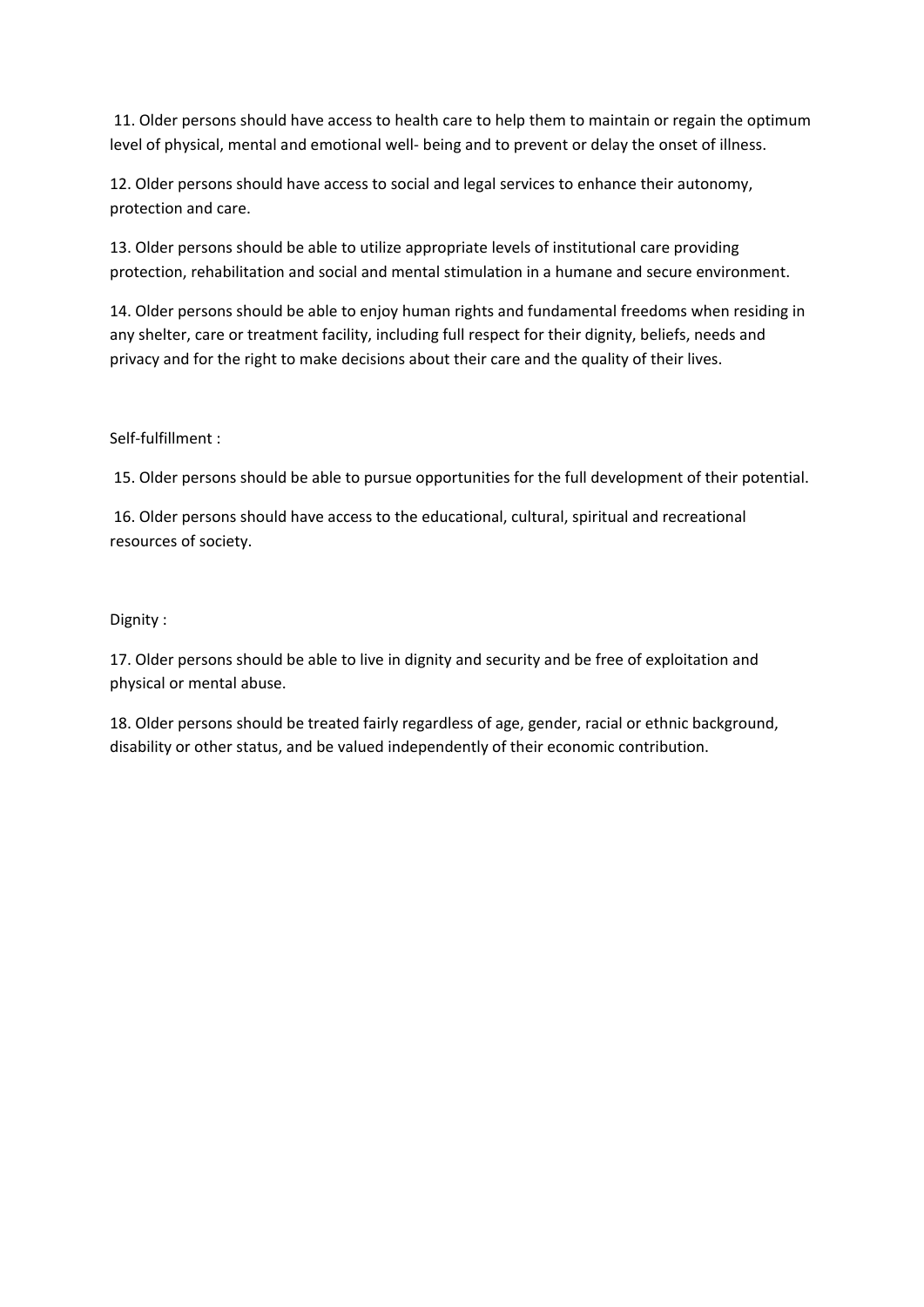11. Older persons should have access to health care to help them to maintain or regain the optimum level of physical, mental and emotional well- being and to prevent or delay the onset of illness.

12. Older persons should have access to social and legal services to enhance their autonomy, protection and care.

13. Older persons should be able to utilize appropriate levels of institutional care providing protection, rehabilitation and social and mental stimulation in a humane and secure environment.

14. Older persons should be able to enjoy human rights and fundamental freedoms when residing in any shelter, care or treatment facility, including full respect for their dignity, beliefs, needs and privacy and for the right to make decisions about their care and the quality of their lives.

Self-fulfillment :

15. Older persons should be able to pursue opportunities for the full development of their potential.

16. Older persons should have access to the educational, cultural, spiritual and recreational resources of society.

Dignity :

17. Older persons should be able to live in dignity and security and be free of exploitation and physical or mental abuse.

18. Older persons should be treated fairly regardless of age, gender, racial or ethnic background, disability or other status, and be valued independently of their economic contribution.